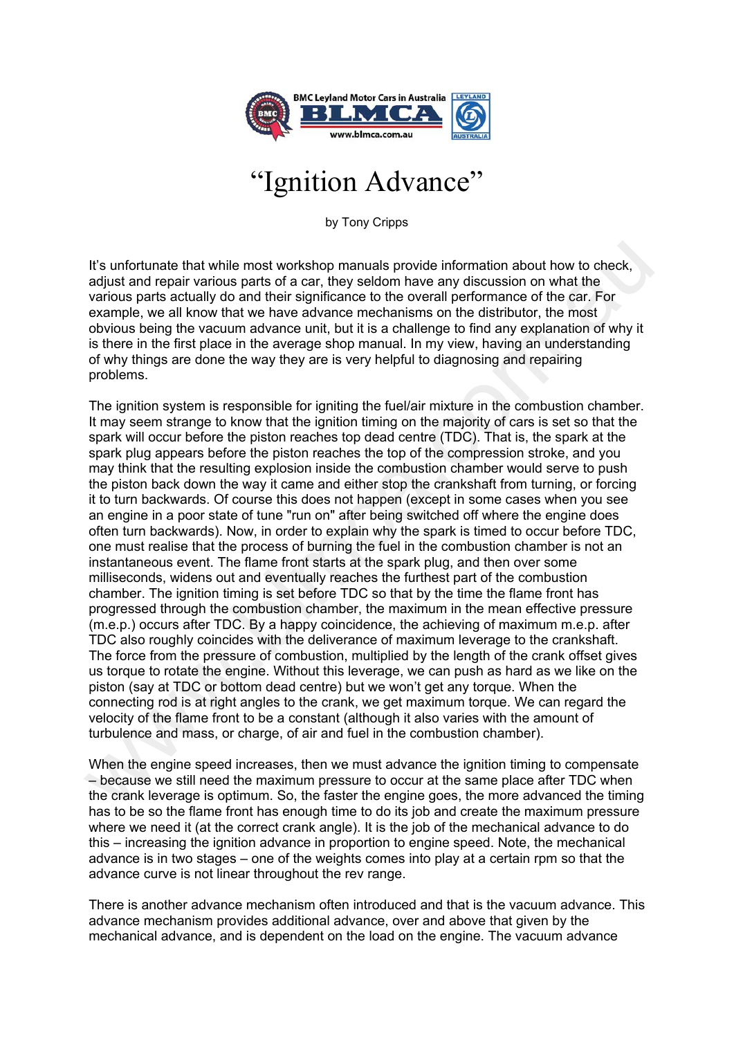# "Ignition Advance"

by Tony Cripps

It's unfortunate that while most workshop manuals provide information about how to check, adjust and repair various parts of a car, they seldom have any discussion on what the various parts actually do and their significance to the overall performance of the car. For example, we all know that we have advance mechanisms on the distributor, the most obvious being the vacuum advance unit, but it is a challenge to find any explanation of why it is there in the first place in the average shop manual. In my view, having an understanding of why things are done the way they are is very helpful to diagnosing and repairing problems.

The ignition system is responsible for igniting the fuel/air mixture in the combustion chamber. It may seem strange to know that the ignition timing on the majority of cars is set so that the spark will occur before the piston reaches top dead centre (TDC). That is, the spark at the spark plug appears before the piston reaches the top of the compression stroke, and you may think that the resulting explosion inside the combustion chamber would serve to push the piston back down the way it came and either stop the crankshaft from turning, or forcing it to turn backwards. Of course this does not happen (except in some cases when you see an engine in a poor state of tune "run on" after being switched off where the engine does often turn backwards). Now, in order to explain why the spark is timed to occur before TDC, one must realise that the process of burning the fuel in the combustion chamber is not an instantaneous event. The flame front starts at the spark plug, and then over some milliseconds, widens out and eventually reaches the furthest part of the combustion chamber. The ignition timing is set before TDC so that by the time the flame front has progressed through the combustion chamber, the maximum in the mean effective pressure (m.e.p.) occurs after TDC. By a happy coincidence, the achieving of maximum m.e.p. after TDC also roughly coincides with the deliverance of maximum leverage to the crankshaft. The force from the pressure of combustion, multiplied by the length of the crank offset gives us torque to rotate the engine. Without this leverage, we can push as hard as we like on the piston (say at TDC or bottom dead centre) but we won't get any torque. When the connecting rod is at right angles to the crank, we get maximum torque. We can regard the velocity of the flame front to be a constant (although it also varies with the amount of turbulence and mass, or charge, of air and fuel in the combustion chamber).

When the engine speed increases, then we must advance the ignition timing to compensate – because we still need the maximum pressure to occur at the same place after TDC when the crank leverage is optimum. So, the faster the engine goes, the more advanced the timing has to be so the flame front has enough time to do its job and create the maximum pressure where we need it (at the correct crank angle). It is the job of the mechanical advance to do this – increasing the ignition advance in proportion to engine speed. Note, the mechanical advance is in two stages – one of the weights comes into play at a certain rpm so that the advance curve is not linear throughout the rev range.

There is another advance mechanism often introduced and that is the vacuum advance. This advance mechanism provides additional advance, over and above that given by the mechanical advance, and is dependent on the load on the engine. The vacuum advance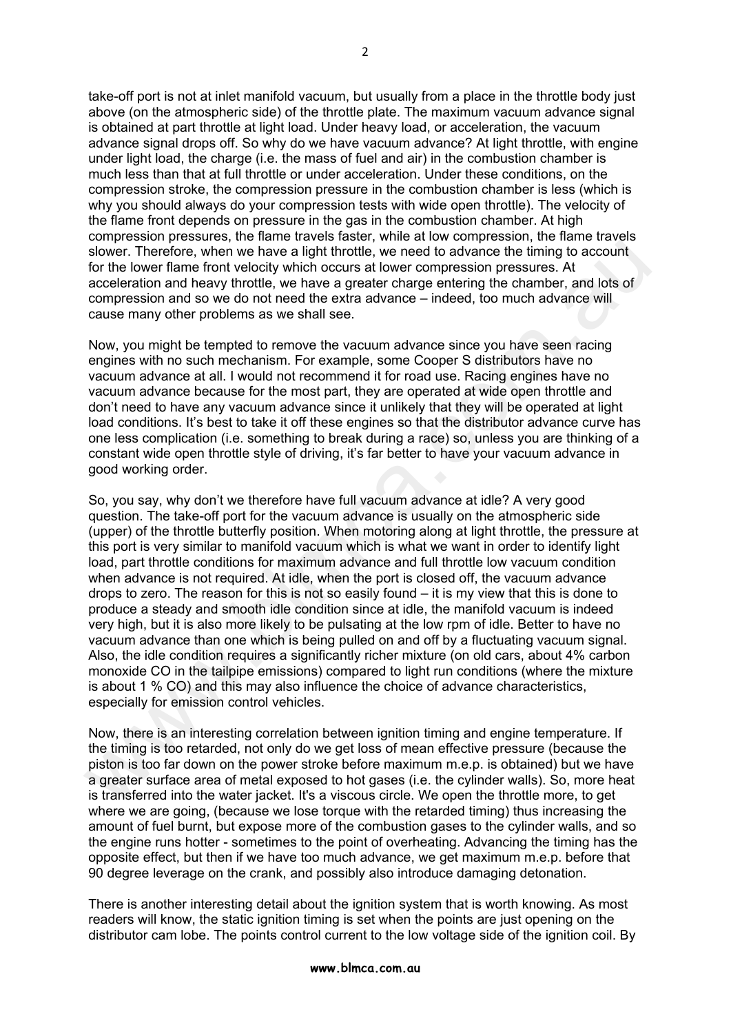take-off port is not at inlet manifold vacuum, but usually from a place in the throttle body just above (on the atmospheric side) of the throttle plate. The maximum vacuum advance signal is obtained at part throttle at light load. Under heavy load, or acceleration, the vacuum advance signal drops off. So why do we have vacuum advance? At light throttle, with engine under light load, the charge (i.e. the mass of fuel and air) in the combustion chamber is much less than that at full throttle or under acceleration. Under these conditions, on the compression stroke, the compression pressure in the combustion chamber is less (which is why you should always do your compression tests with wide open throttle). The velocity of the flame front depends on pressure in the gas in the combustion chamber. At high compression pressures, the flame travels faster, while at low compression, the flame travels slower. Therefore, when we have a light throttle, we need to advance the timing to account for the lower flame front velocity which occurs at lower compression pressures. At acceleration and heavy throttle, we have a greater charge entering the chamber, and lots of compression and so we do not need the extra advance – indeed, too much advance will cause many other problems as we shall see.

Now, you might be tempted to remove the vacuum advance since you have seen racing engines with no such mechanism. For example, some Cooper S distributors have no vacuum advance at all. I would not recommend it for road use. Racing engines have no vacuum advance because for the most part, they are operated at wide open throttle and don't need to have any vacuum advance since it unlikely that they will be operated at light load conditions. It's best to take it off these engines so that the distributor advance curve has one less complication (i.e. something to break during a race) so, unless you are thinking of a constant wide open throttle style of driving, it's far better to have your vacuum advance in good working order.

So, you say, why don't we therefore have full vacuum advance at idle? A very good question. The take-off port for the vacuum advance is usually on the atmospheric side (upper) of the throttle butterfly position. When motoring along at light throttle, the pressure at this port is very similar to manifold vacuum which is what we want in order to identify light load, part throttle conditions for maximum advance and full throttle low vacuum condition when advance is not required. At idle, when the port is closed off, the vacuum advance drops to zero. The reason for this is not so easily found – it is my view that this is done to produce a steady and smooth idle condition since at idle, the manifold vacuum is indeed very high, but it is also more likely to be pulsating at the low rpm of idle. Better to have no vacuum advance than one which is being pulled on and off by a fluctuating vacuum signal. Also, the idle condition requires a significantly richer mixture (on old cars, about 4% carbon monoxide CO in the tailpipe emissions) compared to light run conditions (where the mixture is about 1 % CO) and this may also influence the choice of advance characteristics, especially for emission control vehicles.

Now, there is an interesting correlation between ignition timing and engine temperature. If the timing is too retarded, not only do we get loss of mean effective pressure (because the piston is too far down on the power stroke before maximum m.e.p. is obtained) but we have a greater surface area of metal exposed to hot gases (i.e. the cylinder walls). So, more heat is transferred into the water jacket. It's a viscous circle. We open the throttle more, to get where we are going, (because we lose torque with the retarded timing) thus increasing the amount of fuel burnt, but expose more of the combustion gases to the cylinder walls, and so the engine runs hotter - sometimes to the point of overheating. Advancing the timing has the opposite effect, but then if we have too much advance, we get maximum m.e.p. before that 90 degree leverage on the crank, and possibly also introduce damaging detonation.

There is another interesting detail about the ignition system that is worth knowing. As most readers will know, the static ignition timing is set when the points are just opening on the distributor cam lobe. The points control current to the low voltage side of the ignition coil. By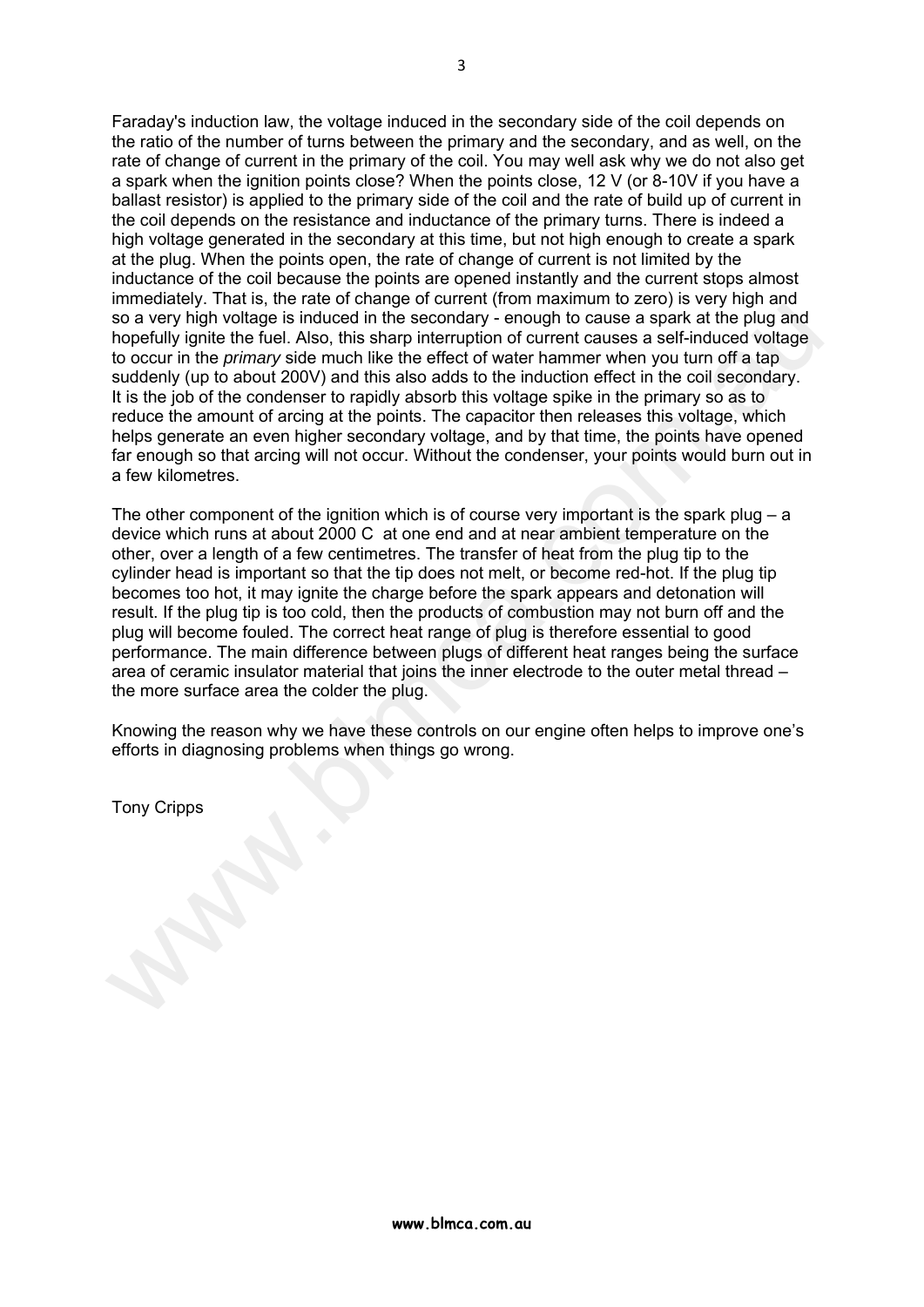Faraday's induction law, the voltage induced in the secondary side of the coil depends on the ratio of the number of turns between the primary and the secondary, and as well, on the rate of change of current in the primary of the coil. You may well ask why we do not also get a spark when the ignition points close? When the points close, 12 V (or 8-10V if you have a ballast resistor) is applied to the primary side of the coil and the rate of build up of current in the coil depends on the resistance and inductance of the primary turns. There is indeed a high voltage generated in the secondary at this time, but not high enough to create a spark at the plug. When the points open, the rate of change of current is not limited by the inductance of the coil because the points are opened instantly and the current stops almost immediately. That is, the rate of change of current (from maximum to zero) is very high and so a very high voltage is induced in the secondary - enough to cause a spark at the plug and hopefully ignite the fuel. Also, this sharp interruption of current causes a self-induced voltage to occur in the *primary* side much like the effect of water hammer when you turn off a tap suddenly (up to about 200V) and this also adds to the induction effect in the coil secondary. It is the job of the condenser to rapidly absorb this voltage spike in the primary so as to reduce the amount of arcing at the points. The capacitor then releases this voltage, which helps generate an even higher secondary voltage, and by that time, the points have opened far enough so that arcing will not occur. Without the condenser, your points would burn out in a few kilometres.

The other component of the ignition which is of course very important is the spark plug – a device which runs at about 2000 C at one end and at near ambient temperature on the other, over a length of a few centimetres. The transfer of heat from the plug tip to the cylinder head is important so that the tip does not melt, or become red-hot. If the plug tip becomes too hot, it may ignite the charge before the spark appears and detonation will result. If the plug tip is too cold, then the products of combustion may not burn off and the plug will become fouled. The correct heat range of plug is therefore essential to good performance. The main difference between plugs of different heat ranges being the surface area of ceramic insulator material that joins the inner electrode to the outer metal thread – the more surface area the colder the plug.

Knowing the reason why we have these controls on our engine often helps to improve one's efforts in diagnosing problems when things go wrong.

Tony Cripps